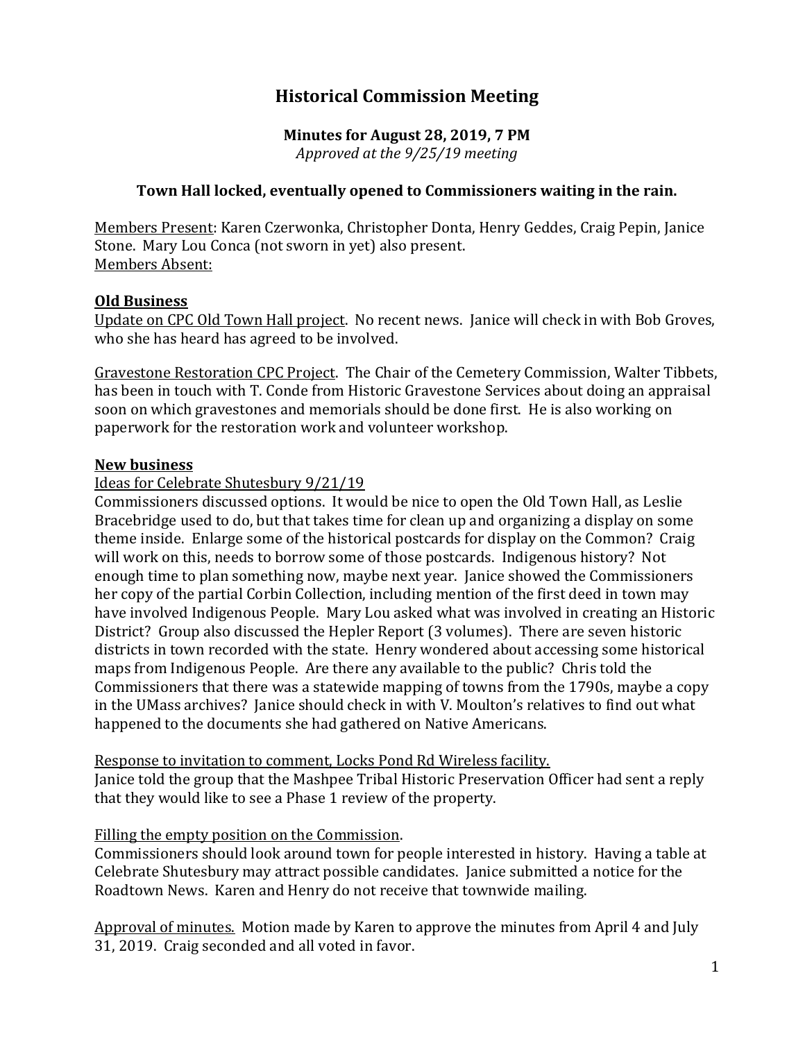# Historical Commission Meeting

**Minutes for August 28, 2019, 7 PM**
*Approved at the 9/25/19 meeting*

**Town Hall locked, eventually opened to Commissioners waiting in the rain.**

<u>Members Present</u>: Karen Czerwonka, Christopher Donta, Henry Geddes, Craig Pepin, Janice Stone. Mary Lou Conca (not sworn in yet) also present.
<u>Members Absent:</u>

## <u>Old Business</u>

<u>Update on CPC Old Town Hall project</u>. No recent news. Janice will check in with Bob Groves, who she has heard has agreed to be involved.

<u>Gravestone Restoration CPC Project</u>. The Chair of the Cemetery Commission, Walter Tibbets, has been in touch with T. Conde from Historic Gravestone Services about doing an appraisal soon on which gravestones and memorials should be done first. He is also working on paperwork for the restoration work and volunteer workshop.

## <u>New business</u>

<u>Ideas for Celebrate Shutesbury 9/21/19</u>
Commissioners discussed options. It would be nice to open the Old Town Hall, as Leslie Bracebridge used to do, but that takes time for clean up and organizing a display on some theme inside. Enlarge some of the historical postcards for display on the Common? Craig will work on this, needs to borrow some of those postcards. Indigenous history? Not enough time to plan something now, maybe next year. Janice showed the Commissioners her copy of the partial Corbin Collection, including mention of the first deed in town may have involved Indigenous People. Mary Lou asked what was involved in creating an Historic District? Group also discussed the Hepler Report (3 volumes). There are seven historic districts in town recorded with the state. Henry wondered about accessing some historical maps from Indigenous People. Are there any available to the public? Chris told the Commissioners that there was a statewide mapping of towns from the 1790s, maybe a copy in the UMass archives? Janice should check in with V. Moulton's relatives to find out what happened to the documents she had gathered on Native Americans.

<u>Response to invitation to comment, Locks Pond Rd Wireless facility.</u>
Janice told the group that the Mashpee Tribal Historic Preservation Officer had sent a reply that they would like to see a Phase 1 review of the property.

<u>Filling the empty position on the Commission</u>.
Commissioners should look around town for people interested in history. Having a table at Celebrate Shutesbury may attract possible candidates. Janice submitted a notice for the Roadtown News. Karen and Henry do not receive that townwide mailing.

<u>Approval of minutes.</u> Motion made by Karen to approve the minutes from April 4 and July 31, 2019. Craig seconded and all voted in favor.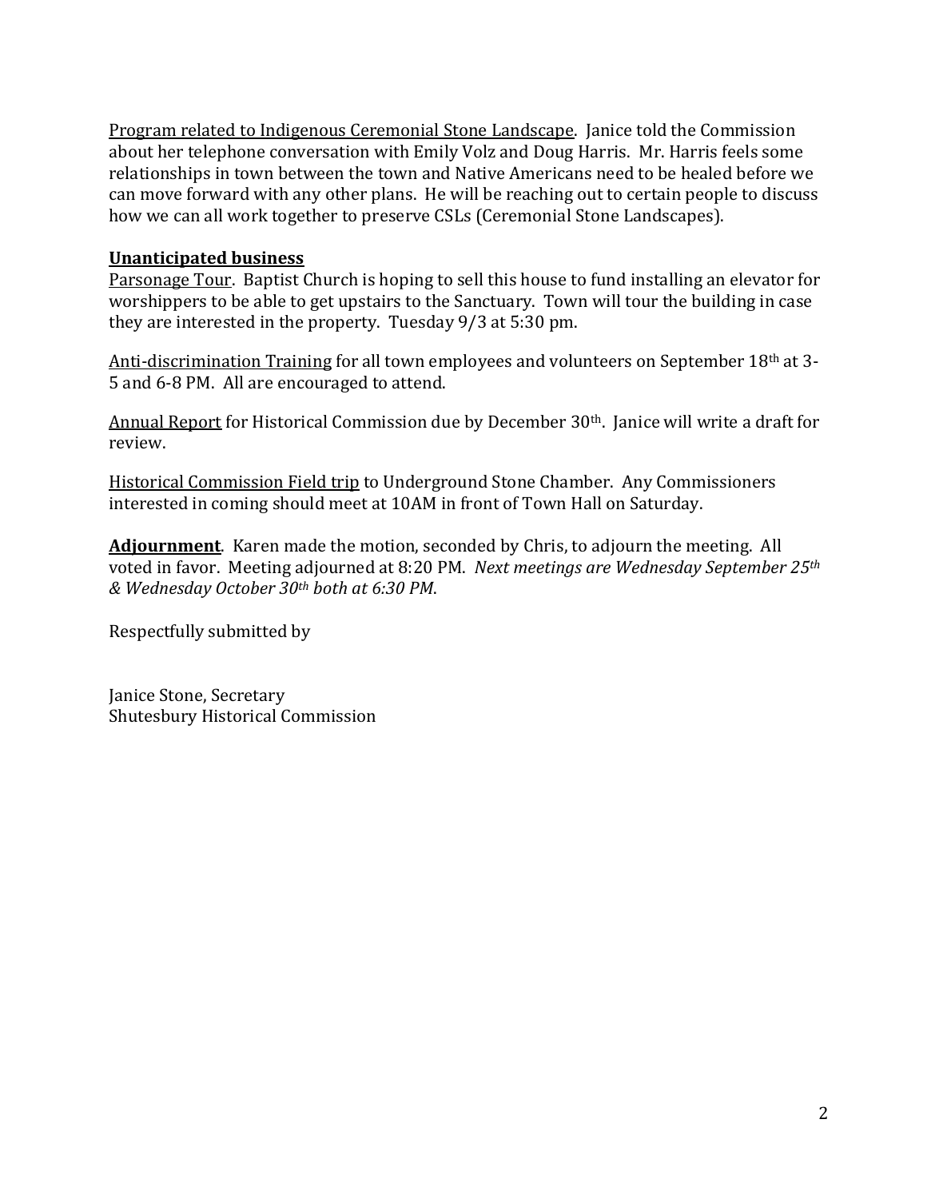Program related to Indigenous Ceremonial Stone Landscape. Janice told the Commission about her telephone conversation with Emily Volz and Doug Harris. Mr. Harris feels some relationships in town between the town and Native Americans need to be healed before we can move forward with any other plans. He will be reaching out to certain people to discuss how we can all work together to preserve CSLs (Ceremonial Stone Landscapes).

**Unanticipated business**

Parsonage Tour. Baptist Church is hoping to sell this house to fund installing an elevator for worshippers to be able to get upstairs to the Sanctuary. Town will tour the building in case they are interested in the property. Tuesday 9/3 at 5:30 pm.

Anti-discrimination Training for all town employees and volunteers on September 18th at 3-5 and 6-8 PM. All are encouraged to attend.

Annual Report for Historical Commission due by December 30th. Janice will write a draft for review.

Historical Commission Field trip to Underground Stone Chamber. Any Commissioners interested in coming should meet at 10AM in front of Town Hall on Saturday.

**Adjournment**. Karen made the motion, seconded by Chris, to adjourn the meeting. All voted in favor. Meeting adjourned at 8:20 PM. *Next meetings are Wednesday September 25th & Wednesday October 30th both at 6:30 PM.*

Respectfully submitted by

Janice Stone, Secretary
Shutesbury Historical Commission